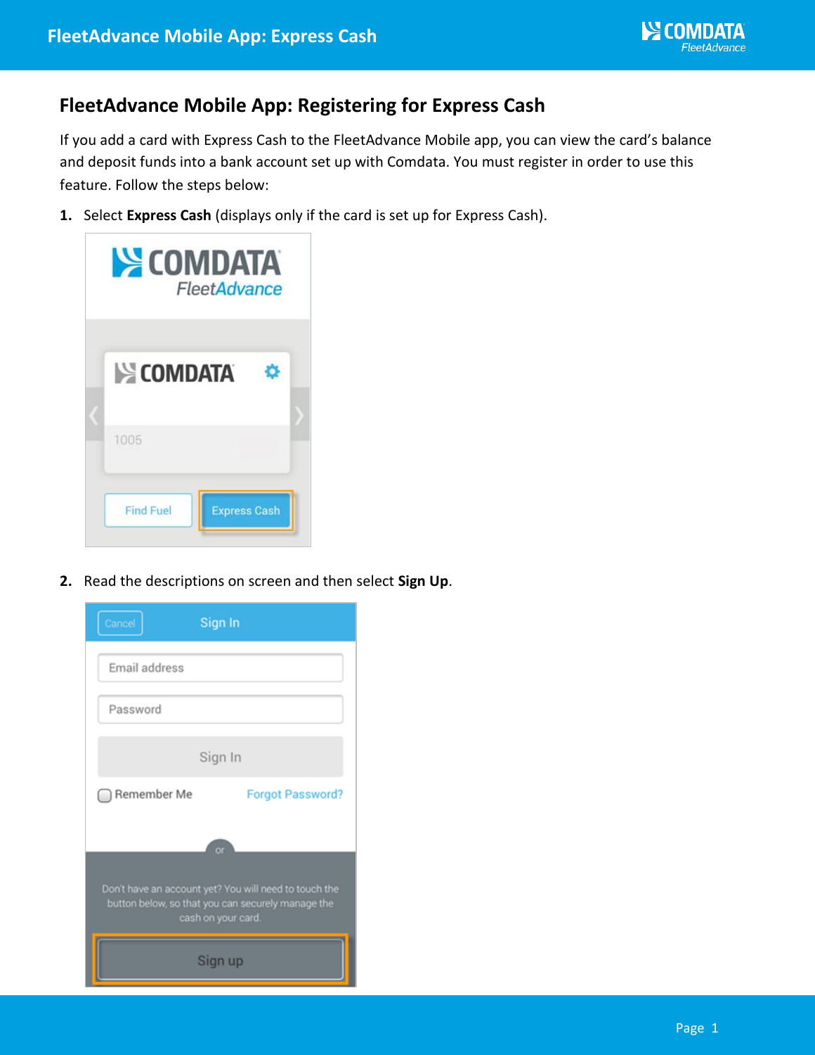## FleetAdvance Mobile App: Registering for Express Cash

If you add a card with Express Cash to the FleetAdvance Mobile app, you can view the card's balance and deposit funds into a bank account set up with Comdata. You must register in order to use this feature. Follow the steps below:

1. Select **Express Cash** (displays only if the card is set up for Express Cash).

2. Read the descriptions on screen and then select **Sign Up**.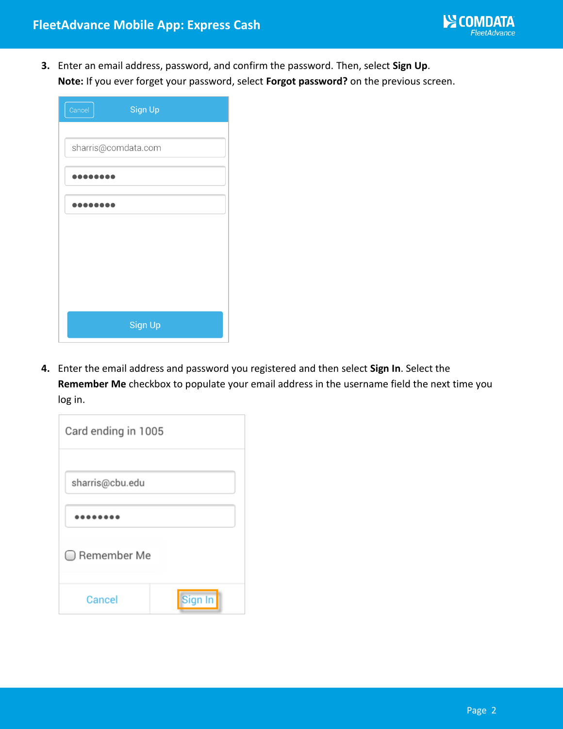3. Enter an email address, password, and confirm the password. Then, select **Sign Up**.
   **Note:** If you ever forget your password, select **Forgot password?** on the previous screen.

4. Enter the email address and password you registered and then select **Sign In**. Select the **Remember Me** checkbox to populate your email address in the username field the next time you log in.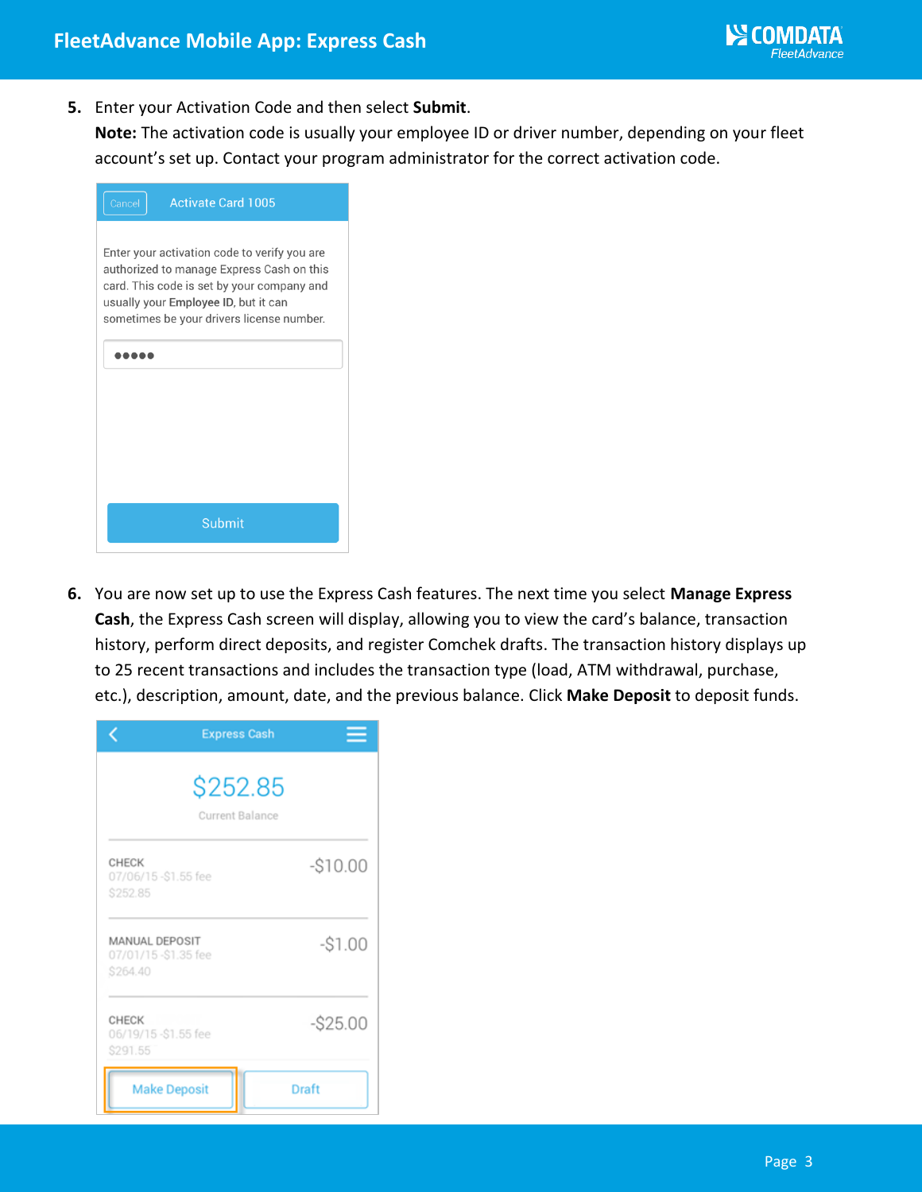5. Enter your Activation Code and then select **Submit**.
   **Note:** The activation code is usually your employee ID or driver number, depending on your fleet account's set up. Contact your program administrator for the correct activation code.

6. You are now set up to use the Express Cash features. The next time you select **Manage Express Cash**, the Express Cash screen will display, allowing you to view the card's balance, transaction history, perform direct deposits, and register Comchek drafts. The transaction history displays up to 25 recent transactions and includes the transaction type (load, ATM withdrawal, purchase, etc.), description, amount, date, and the previous balance. Click **Make Deposit** to deposit funds.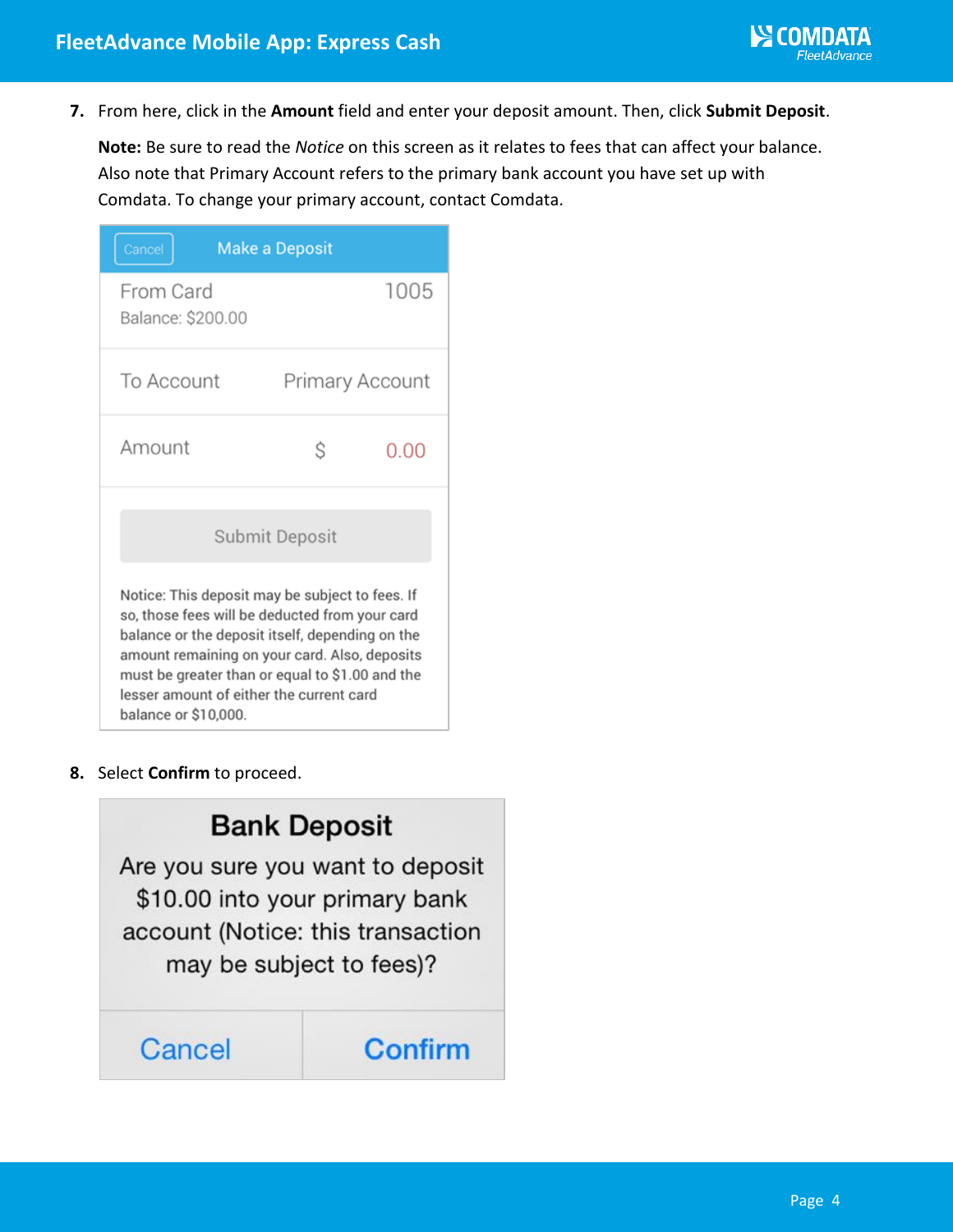7. From here, click in the **Amount** field and enter your deposit amount. Then, click **Submit Deposit**.

   **Note:** Be sure to read the *Notice* on this screen as it relates to fees that can affect your balance. Also note that Primary Account refers to the primary bank account you have set up with Comdata. To change your primary account, contact Comdata.

   Cancel  Make a Deposit

   From Card  1005
   Balance: $200.00

   To Account  Primary Account

   Amount  $ 0.00

   Submit Deposit

   Notice: This deposit may be subject to fees. If so, those fees will be deducted from your card balance or the deposit itself, depending on the amount remaining on your card. Also, deposits must be greater than or equal to $1.00 and the lesser amount of either the current card balance or $10,000.

8. Select **Confirm** to proceed.

   **Bank Deposit**

   Are you sure you want to deposit $10.00 into your primary bank account (Notice: this transaction may be subject to fees)?

   Cancel  Confirm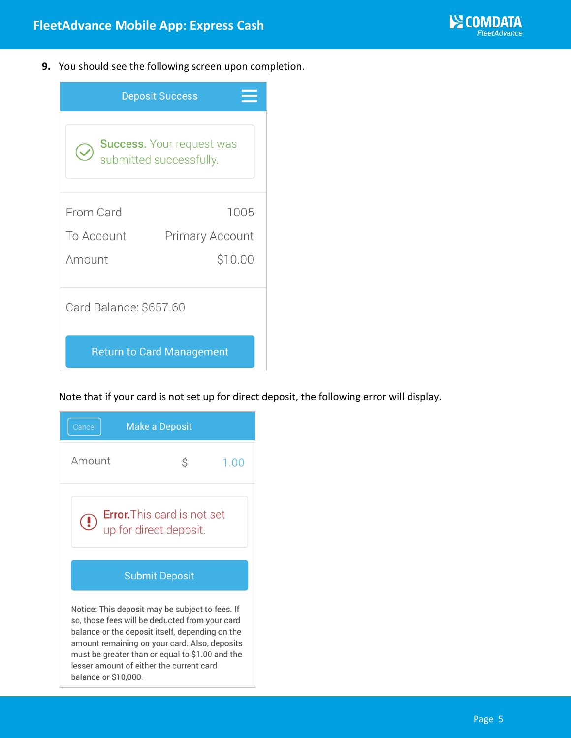9. You should see the following screen upon completion.

Deposit Success

Success. Your request was submitted successfully.

From Card 1005

To Account Primary Account

Amount $10.00

Card Balance: $657.60

Return to Card Management

Note that if your card is not set up for direct deposit, the following error will display.

Cancel Make a Deposit

Amount $ 1.00

Error. This card is not set up for direct deposit.

Submit Deposit

Notice: This deposit may be subject to fees. If so, those fees will be deducted from your card balance or the deposit itself, depending on the amount remaining on your card. Also, deposits must be greater than or equal to $1.00 and the lesser amount of either the current card balance or $10,000.